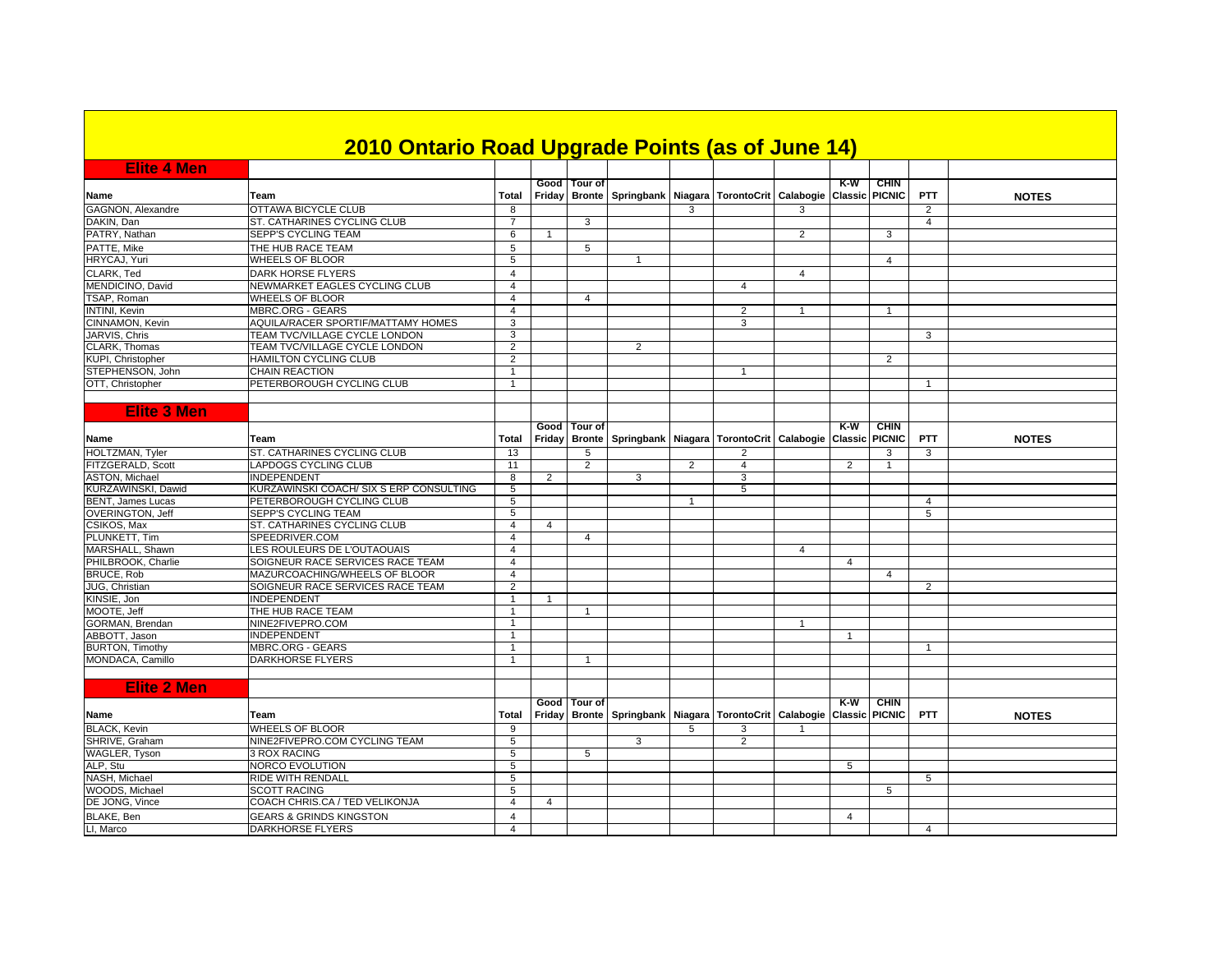# 2010 Ontario Road Upgrade Points (as of June 14)

## Elite 4 Men

| Name | Team | Total | Good Friday | Tour of Bronte | Springbank | Niagara | TorontoCrit | Calabogie | K-W Classic | CHIN PICNIC | PTT | NOTES |
|---|---|---|---|---|---|---|---|---|---|---|---|---|
| GAGNON, Alexandre | OTTAWA BICYCLE CLUB | 8 | | | | 3 | | 3 | | | 2 | |
| DAKIN, Dan | ST. CATHARINES CYCLING CLUB | 7 | | 3 | | | | | | | 4 | |
| PATRY, Nathan | SEPP'S CYCLING TEAM | 6 | 1 | | | | | 2 | | 3 | | |
| PATTE, Mike | THE HUB RACE TEAM | 5 | | 5 | | | | | | | | |
| HRYCAJ, Yuri | WHEELS OF BLOOR | 5 | | | 1 | | | | | 4 | | |
| CLARK, Ted | DARK HORSE FLYERS | 4 | | | | | | 4 | | | | |
| MENDICINO, David | NEWMARKET EAGLES CYCLING CLUB | 4 | | | | | 4 | | | | | |
| TSAP, Roman | WHEELS OF BLOOR | 4 | | 4 | | | | | | | | |
| INTINI, Kevin | MBRC.ORG - GEARS | 4 | | | | | 2 | 1 | | 1 | | |
| CINNAMON, Kevin | AQUILA/RACER SPORTIF/MATTAMY HOMES | 3 | | | | | 3 | | | | | |
| JARVIS, Chris | TEAM TVC/VILLAGE CYCLE LONDON | 3 | | | | | | | | | 3 | |
| CLARK, Thomas | TEAM TVC/VILLAGE CYCLE LONDON | 2 | | | 2 | | | | | | | |
| KUPI, Christopher | HAMILTON CYCLING CLUB | 2 | | | | | | | | 2 | | |
| STEPHENSON, John | CHAIN REACTION | 1 | | | | | 1 | | | | | |
| OTT, Christopher | PETERBOROUGH CYCLING CLUB | 1 | | | | | | | | | 1 | |

## Elite 3 Men

| Name | Team | Total | Good Friday | Tour of Bronte | Springbank | Niagara | TorontoCrit | Calabogie | K-W Classic | CHIN PICNIC | PTT | NOTES |
|---|---|---|---|---|---|---|---|---|---|---|---|---|
| HOLTZMAN, Tyler | ST. CATHARINES CYCLING CLUB | 13 | | 5 | | | 2 | | | 3 | 3 | |
| FITZGERALD, Scott | LAPDOGS CYCLING CLUB | 11 | | 2 | | 2 | 4 | | 2 | 1 | | |
| ASTON, Michael | INDEPENDENT | 8 | 2 | | 3 | | 3 | | | | | |
| KURZAWINSKI, Dawid | KURZAWINSKI COACH/ SIX S ERP CONSULTING | 5 | | | | | 5 | | | | | |
| BENT, James Lucas | PETERBOROUGH CYCLING CLUB | 5 | | | | 1 | | | | | 4 | |
| OVERINGTON, Jeff | SEPP'S CYCLING TEAM | 5 | | | | | | | | | 5 | |
| CSIKOS, Max | ST. CATHARINES CYCLING CLUB | 4 | 4 | | | | | | | | | |
| PLUNKETT, Tim | SPEEDRIVER.COM | 4 | | 4 | | | | | | | | |
| MARSHALL, Shawn | LES ROULEURS DE L'OUTAOUAIS | 4 | | | | | | 4 | | | | |
| PHILBROOK, Charlie | SOIGNEUR RACE SERVICES RACE TEAM | 4 | | | | | | | 4 | | | |
| BRUCE, Rob | MAZURCOACHING/WHEELS OF BLOOR | 4 | | | | | | | | 4 | | |
| JUG, Christian | SOIGNEUR RACE SERVICES RACE TEAM | 2 | | | | | | | | | 2 | |
| KINSIE, Jon | INDEPENDENT | 1 | 1 | | | | | | | | | |
| MOOTE, Jeff | THE HUB RACE TEAM | 1 | | 1 | | | | | | | | |
| GORMAN, Brendan | NINE2FIVEPRO.COM | 1 | | | | | | 1 | | | | |
| ABBOTT, Jason | INDEPENDENT | 1 | | | | | | | 1 | | | |
| BURTON, Timothy | MBRC.ORG - GEARS | 1 | | | | | | | | | 1 | |
| MONDACA, Camillo | DARKHORSE FLYERS | 1 | | 1 | | | | | | | | |

## Elite 2 Men

| Name | Team | Total | Good Friday | Tour of Bronte | Springbank | Niagara | TorontoCrit | Calabogie | K-W Classic | CHIN PICNIC | PTT | NOTES |
|---|---|---|---|---|---|---|---|---|---|---|---|---|
| BLACK, Kevin | WHEELS OF BLOOR | 9 | | | | 5 | 3 | 1 | | | | |
| SHRIVE, Graham | NINE2FIVEPRO.COM CYCLING TEAM | 5 | | | 3 | | 2 | | | | | |
| WAGLER, Tyson | 3 ROX RACING | 5 | | 5 | | | | | | | | |
| ALP, Stu | NORCO EVOLUTION | 5 | | | | | | | 5 | | | |
| NASH, Michael | RIDE WITH RENDALL | 5 | | | | | | | | | 5 | |
| WOODS, Michael | SCOTT RACING | 5 | | | | | | | | 5 | | |
| DE JONG, Vince | COACH CHRIS.CA / TED VELIKONJA | 4 | 4 | | | | | | | | | |
| BLAKE, Ben | GEARS & GRINDS KINGSTON | 4 | | | | | | | 4 | | | |
| LI, Marco | DARKHORSE FLYERS | 4 | | | | | | | | | 4 | |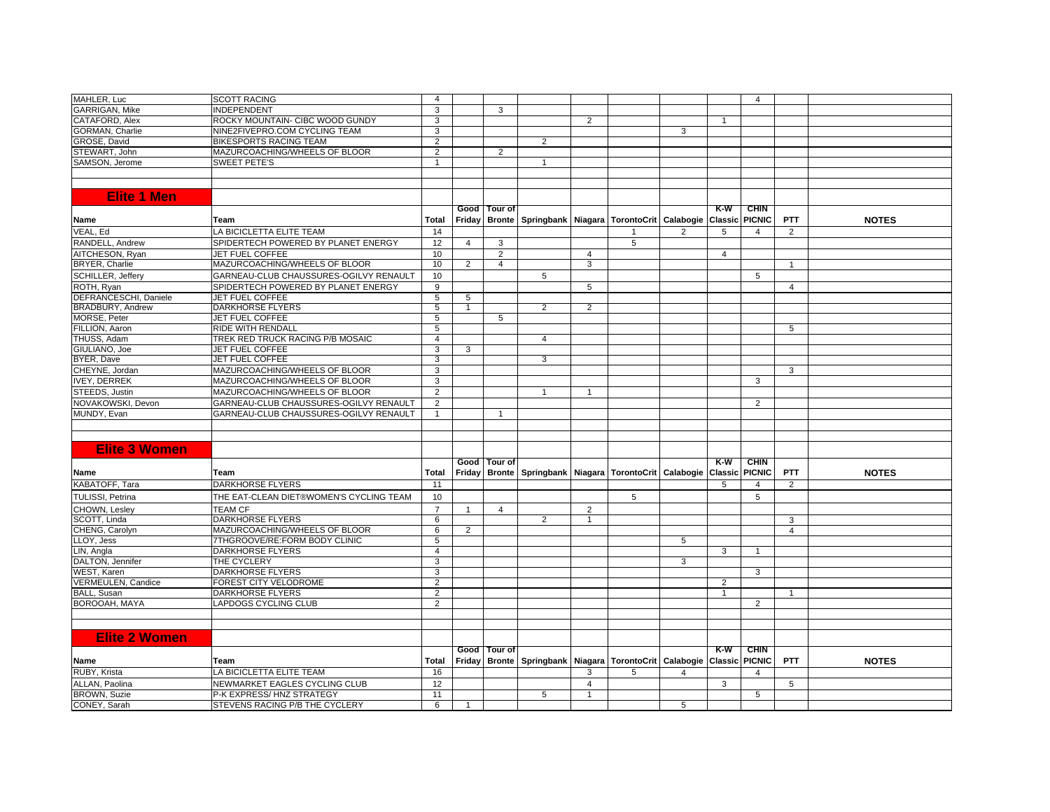| | | | | | | | | | | | | |
|---|---|---|---|---|---|---|---|---|---|---|---|---|
| MAHLER, Luc | SCOTT RACING | 4 | | | | | | | | 4 | | |
| GARRIGAN, Mike | INDEPENDENT | 3 | | 3 | | | | | | | | |
| CATAFORD, Alex | ROCKY MOUNTAIN- CIBC WOOD GUNDY | 3 | | | | 2 | | | 1 | | | |
| GORMAN, Charlie | NINE2FIVEPRO.COM CYCLING TEAM | 3 | | | | | | 3 | | | | |
| GROSE, David | BIKESPORTS RACING TEAM | 2 | | | 2 | | | | | | | |
| STEWART, John | MAZURCOACHING/WHEELS OF BLOOR | 2 | | 2 | | | | | | | | |
| SAMSON, Jerome | SWEET PETE'S | 1 | | | 1 | | | | | | | |

## Elite 1 Men

| Name | Team | Total | Good Friday | Tour of Bronte | Springbank | Niagara | TorontoCrit | Calabogie | K-W Classic | CHIN PICNIC | PTT | NOTES |
|---|---|---|---|---|---|---|---|---|---|---|---|---|
| VEAL, Ed | LA BICICLETTA ELITE TEAM | 14 | | | | | 1 | 2 | 5 | 4 | 2 | |
| RANDELL, Andrew | SPIDERTECH POWERED BY PLANET ENERGY | 12 | 4 | 3 | | | 5 | | | | | |
| AITCHESON, Ryan | JET FUEL COFFEE | 10 | | 2 | | 4 | | | 4 | | | |
| BRYER, Charlie | MAZURCOACHING/WHEELS OF BLOOR | 10 | 2 | 4 | | 3 | | | | | 1 | |
| SCHILLER, Jeffery | GARNEAU-CLUB CHAUSSURES-OGILVY RENAULT | 10 | | | 5 | | | | | 5 | | |
| ROTH, Ryan | SPIDERTECH POWERED BY PLANET ENERGY | 9 | | | | 5 | | | | | 4 | |
| DEFRANCESCHI, Daniele | JET FUEL COFFEE | 5 | 5 | | | | | | | | | |
| BRADBURY, Andrew | DARKHORSE FLYERS | 5 | 1 | | 2 | 2 | | | | | | |
| MORSE, Peter | JET FUEL COFFEE | 5 | | 5 | | | | | | | | |
| FILLION, Aaron | RIDE WITH RENDALL | 5 | | | | | | | | | 5 | |
| THUSS, Adam | TREK RED TRUCK RACING P/B MOSAIC | 4 | | | 4 | | | | | | | |
| GIULIANO, Joe | JET FUEL COFFEE | 3 | 3 | | | | | | | | | |
| BYER, Dave | JET FUEL COFFEE | 3 | | | 3 | | | | | | | |
| CHEYNE, Jordan | MAZURCOACHING/WHEELS OF BLOOR | 3 | | | | | | | | | 3 | |
| IVEY, DERREK | MAZURCOACHING/WHEELS OF BLOOR | 3 | | | | | | | | 3 | | |
| STEEDS, Justin | MAZURCOACHING/WHEELS OF BLOOR | 2 | | | 1 | 1 | | | | | | |
| NOVAKOWSKI, Devon | GARNEAU-CLUB CHAUSSURES-OGILVY RENAULT | 2 | | | | | | | | 2 | | |
| MUNDY, Evan | GARNEAU-CLUB CHAUSSURES-OGILVY RENAULT | 1 | | 1 | | | | | | | | |

## Elite 3 Women

| Name | Team | Total | Good Friday | Tour of Bronte | Springbank | Niagara | TorontoCrit | Calabogie | K-W Classic | CHIN PICNIC | PTT | NOTES |
|---|---|---|---|---|---|---|---|---|---|---|---|---|
| KABATOFF, Tara | DARKHORSE FLYERS | 11 | | | | | | | 5 | 4 | 2 | |
| TULISSI, Petrina | THE EAT-CLEAN DIET®WOMEN'S CYCLING TEAM | 10 | | | | | 5 | | | 5 | | |
| CHOWN, Lesley | TEAM CF | 7 | 1 | 4 | | 2 | | | | | | |
| SCOTT, Linda | DARKHORSE FLYERS | 6 | | | 2 | 1 | | | | | 3 | |
| CHENG, Carolyn | MAZURCOACHING/WHEELS OF BLOOR | 6 | 2 | | | | | | | | 4 | |
| LLOY, Jess | 7THGROOVE/RE:FORM BODY CLINIC | 5 | | | | | | 5 | | | | |
| LIN, Angla | DARKHORSE FLYERS | 4 | | | | | | | 3 | 1 | | |
| DALTON, Jennifer | THE CYCLERY | 3 | | | | | | 3 | | | | |
| WEST, Karen | DARKHORSE FLYERS | 3 | | | | | | | | 3 | | |
| VERMEULEN, Candice | FOREST CITY VELODROME | 2 | | | | | | | 2 | | | |
| BALL, Susan | DARKHORSE FLYERS | 2 | | | | | | | 1 | | 1 | |
| BOROOAH, MAYA | LAPDOGS CYCLING CLUB | 2 | | | | | | | | 2 | | |

## Elite 2 Women

| Name | Team | Total | Good Friday | Tour of Bronte | Springbank | Niagara | TorontoCrit | Calabogie | K-W Classic | CHIN PICNIC | PTT | NOTES |
|---|---|---|---|---|---|---|---|---|---|---|---|---|
| RUBY, Krista | LA BICICLETTA ELITE TEAM | 16 | | | | 3 | 5 | 4 | | 4 | | |
| ALLAN, Paolina | NEWMARKET EAGLES CYCLING CLUB | 12 | | | | 4 | | | 3 | | 5 | |
| BROWN, Suzie | P-K EXPRESS/ HNZ STRATEGY | 11 | | | 5 | 1 | | | | 5 | | |
| CONEY, Sarah | STEVENS RACING P/B THE CYCLERY | 6 | 1 | | | | | 5 | | | | |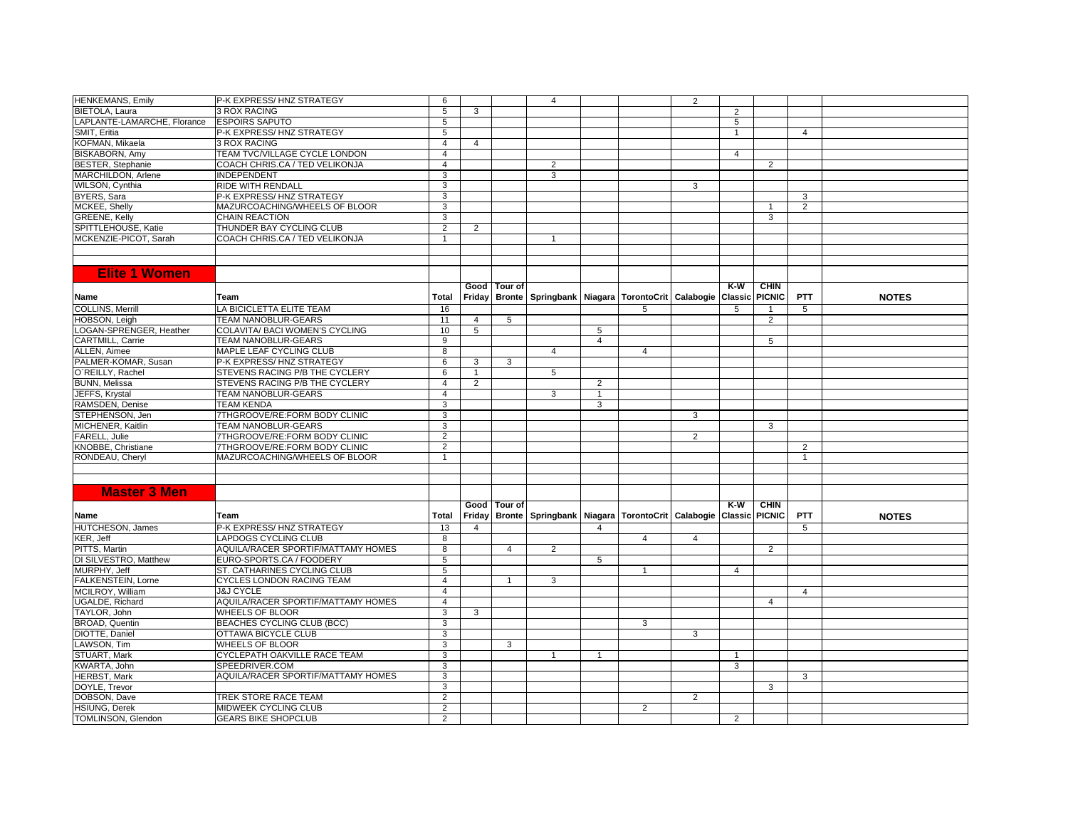| | | | | | | | | | | | | |
|---|---|---|---|---|---|---|---|---|---|---|---|---|
| HENKEMANS, Emily | P-K EXPRESS/ HNZ STRATEGY | 6 | | | 4 | | | 2 | | | | |
| BIETOLA, Laura | 3 ROX RACING | 5 | 3 | | | | | | 2 | | | |
| LAPLANTE-LAMARCHE, Florance | ESPOIRS SAPUTO | 5 | | | | | | | 5 | | | |
| SMIT, Eritia | P-K EXPRESS/ HNZ STRATEGY | 5 | | | | | | | 1 | | 4 | |
| KOFMAN, Mikaela | 3 ROX RACING | 4 | 4 | | | | | | | | | |
| BISKABORN, Amy | TEAM TVC/VILLAGE CYCLE LONDON | 4 | | | | | | | 4 | | | |
| BESTER, Stephanie | COACH CHRIS.CA / TED VELIKONJA | 4 | | | 2 | | | | | 2 | | |
| MARCHILDON, Arlene | INDEPENDENT | 3 | | | 3 | | | | | | | |
| WILSON, Cynthia | RIDE WITH RENDALL | 3 | | | | | | 3 | | | | |
| BYERS, Sara | P-K EXPRESS/ HNZ STRATEGY | 3 | | | | | | | | | 3 | |
| MCKEE, Shelly | MAZURCOACHING/WHEELS OF BLOOR | 3 | | | | | | | | 1 | 2 | |
| GREENE, Kelly | CHAIN REACTION | 3 | | | | | | | | 3 | | |
| SPITTLEHOUSE, Katie | THUNDER BAY CYCLING CLUB | 2 | 2 | | | | | | | | | |
| MCKENZIE-PICOT, Sarah | COACH CHRIS.CA / TED VELIKONJA | 1 | | | 1 | | | | | | | |

## Elite 1 Women

| Name | Team | Total | Good Friday | Tour of Bronte | Springbank | Niagara | TorontoCrit | Calabogie | K-W Classic | CHIN PICNIC | PTT | NOTES |
|---|---|---|---|---|---|---|---|---|---|---|---|---|
| COLLINS, Merrill | LA BICICLETTA ELITE TEAM | 16 | | | | | 5 | | 5 | 1 | 5 | |
| HOBSON, Leigh | TEAM NANOBLUR-GEARS | 11 | 4 | 5 | | | | | | 2 | | |
| LOGAN-SPRENGER, Heather | COLAVITA/ BACI WOMEN'S CYCLING | 10 | 5 | | | 5 | | | | | | |
| CARTMILL, Carrie | TEAM NANOBLUR-GEARS | 9 | | | | 4 | | | | 5 | | |
| ALLEN, Aimee | MAPLE LEAF CYCLING CLUB | 8 | | | 4 | | 4 | | | | | |
| PALMER-KOMAR, Susan | P-K EXPRESS/ HNZ STRATEGY | 6 | 3 | 3 | | | | | | | | |
| O`REILLY, Rachel | STEVENS RACING P/B THE CYCLERY | 6 | 1 | | 5 | | | | | | | |
| BUNN, Melissa | STEVENS RACING P/B THE CYCLERY | 4 | 2 | | | 2 | | | | | | |
| JEFFS, Krystal | TEAM NANOBLUR-GEARS | 4 | | | 3 | 1 | | | | | | |
| RAMSDEN, Denise | TEAM KENDA | 3 | | | | 3 | | | | | | |
| STEPHENSON, Jen | 7THGROOVE/RE:FORM BODY CLINIC | 3 | | | | | | 3 | | | | |
| MICHENER, Kaitlin | TEAM NANOBLUR-GEARS | 3 | | | | | | | | 3 | | |
| FARELL, Julie | 7THGROOVE/RE:FORM BODY CLINIC | 2 | | | | | | 2 | | | | |
| KNOBBE, Christiane | 7THGROOVE/RE:FORM BODY CLINIC | 2 | | | | | | | | | 2 | |
| RONDEAU, Cheryl | MAZURCOACHING/WHEELS OF BLOOR | 1 | | | | | | | | | 1 | |

## Master 3 Men

| Name | Team | Total | Good Friday | Tour of Bronte | Springbank | Niagara | TorontoCrit | Calabogie | K-W Classic | CHIN PICNIC | PTT | NOTES |
|---|---|---|---|---|---|---|---|---|---|---|---|---|
| HUTCHESON, James | P-K EXPRESS/ HNZ STRATEGY | 13 | 4 | | | 4 | | | | | 5 | |
| KER, Jeff | LAPDOGS CYCLING CLUB | 8 | | | | | 4 | 4 | | | | |
| PITTS, Martin | AQUILA/RACER SPORTIF/MATTAMY HOMES | 8 | | 4 | 2 | | | | | 2 | | |
| DI SILVESTRO, Matthew | EURO-SPORTS.CA / FOODERY | 5 | | | | 5 | | | | | | |
| MURPHY, Jeff | ST. CATHARINES CYCLING CLUB | 5 | | | | | 1 | | 4 | | | |
| FALKENSTEIN, Lorne | CYCLES LONDON RACING TEAM | 4 | | 1 | 3 | | | | | | | |
| MCILROY, William | J&J CYCLE | 4 | | | | | | | | | 4 | |
| UGALDE, Richard | AQUILA/RACER SPORTIF/MATTAMY HOMES | 4 | | | | | | | | 4 | | |
| TAYLOR, John | WHEELS OF BLOOR | 3 | 3 | | | | | | | | | |
| BROAD, Quentin | BEACHES CYCLING CLUB (BCC) | 3 | | | | | 3 | | | | | |
| DIOTTE, Daniel | OTTAWA BICYCLE CLUB | 3 | | | | | | 3 | | | | |
| LAWSON, Tim | WHEELS OF BLOOR | 3 | | 3 | | | | | | | | |
| STUART, Mark | CYCLEPATH OAKVILLE RACE TEAM | 3 | | | 1 | 1 | | | 1 | | | |
| KWARTA, John | SPEEDRIVER.COM | 3 | | | | | | | 3 | | | |
| HERBST, Mark | AQUILA/RACER SPORTIF/MATTAMY HOMES | 3 | | | | | | | | | 3 | |
| DOYLE, Trevor | | 3 | | | | | | | | 3 | | |
| DOBSON, Dave | TREK STORE RACE TEAM | 2 | | | | | | 2 | | | | |
| HSIUNG, Derek | MIDWEEK CYCLING CLUB | 2 | | | | | 2 | | | | | |
| TOMLINSON, Glendon | GEARS BIKE SHOPCLUB | 2 | | | | | | | 2 | | | |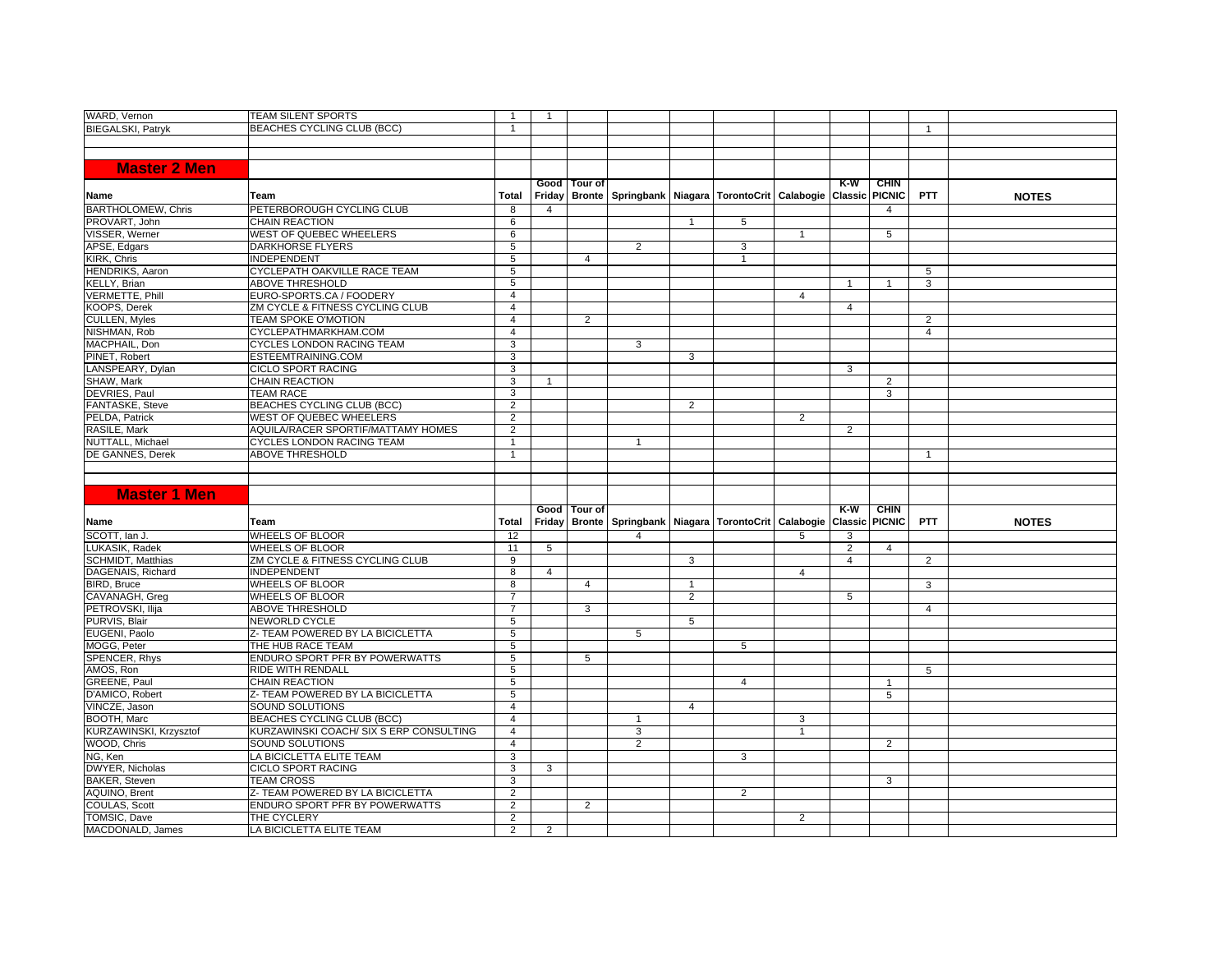| Name | Team | Total | Good Friday | Tour of Bronte | Springbank | Niagara | TorontoCrit | Calabogie | K-W Classic | CHIN PICNIC | PTT | NOTES |
|---|---|---|---|---|---|---|---|---|---|---|---|---|
| WARD, Vernon | TEAM SILENT SPORTS | 1 | 1 | | | | | | | | | |
| BIEGALSKI, Patryk | BEACHES CYCLING CLUB (BCC) | 1 | | | | | | | | | 1 | |

## Master 2 Men

| Name | Team | Total | Good Friday | Tour of Bronte | Springbank | Niagara | TorontoCrit | Calabogie | K-W Classic | CHIN PICNIC | PTT | NOTES |
|---|---|---|---|---|---|---|---|---|---|---|---|---|
| BARTHOLOMEW, Chris | PETERBOROUGH CYCLING CLUB | 8 | 4 | | | | | | | 4 | | |
| PROVART, John | CHAIN REACTION | 6 | | | | 1 | 5 | | | | | |
| VISSER, Werner | WEST OF QUEBEC WHEELERS | 6 | | | | | | 1 | | 5 | | |
| APSE, Edgars | DARKHORSE FLYERS | 5 | | | 2 | | 3 | | | | | |
| KIRK, Chris | INDEPENDENT | 5 | | 4 | | | 1 | | | | | |
| HENDRIKS, Aaron | CYCLEPATH OAKVILLE RACE TEAM | 5 | | | | | | | | | 5 | |
| KELLY, Brian | ABOVE THRESHOLD | 5 | | | | | | | 1 | 1 | 3 | |
| VERMETTE, Phill | EURO-SPORTS.CA / FOODERY | 4 | | | | | | 4 | | | | |
| KOOPS, Derek | ZM CYCLE & FITNESS CYCLING CLUB | 4 | | | | | | | 4 | | | |
| CULLEN, Myles | TEAM SPOKE O'MOTION | 4 | | 2 | | | | | | | 2 | |
| NISHMAN, Rob | CYCLEPATHMARKHAM.COM | 4 | | | | | | | | | 4 | |
| MACPHAIL, Don | CYCLES LONDON RACING TEAM | 3 | | | 3 | | | | | | | |
| PINET, Robert | ESTEEMTRAINING.COM | 3 | | | | 3 | | | | | | |
| LANSPEARY, Dylan | CICLO SPORT RACING | 3 | | | | | | | 3 | | | |
| SHAW, Mark | CHAIN REACTION | 3 | 1 | | | | | | | 2 | | |
| DEVRIES, Paul | TEAM RACE | 3 | | | | | | | | 3 | | |
| FANTASKE, Steve | BEACHES CYCLING CLUB (BCC) | 2 | | | | 2 | | | | | | |
| PELDA, Patrick | WEST OF QUEBEC WHEELERS | 2 | | | | | | 2 | | | | |
| RASILE, Mark | AQUILA/RACER SPORTIF/MATTAMY HOMES | 2 | | | | | | | 2 | | | |
| NUTTALL, Michael | CYCLES LONDON RACING TEAM | 1 | | | 1 | | | | | | | |
| DE GANNES, Derek | ABOVE THRESHOLD | 1 | | | | | | | | | 1 | |

## Master 1 Men

| Name | Team | Total | Good Friday | Tour of Bronte | Springbank | Niagara | TorontoCrit | Calabogie | K-W Classic | CHIN PICNIC | PTT | NOTES |
|---|---|---|---|---|---|---|---|---|---|---|---|---|
| SCOTT, Ian J. | WHEELS OF BLOOR | 12 | | | 4 | | | 5 | 3 | | | |
| LUKASIK, Radek | WHEELS OF BLOOR | 11 | 5 | | | | | | 2 | 4 | | |
| SCHMIDT, Matthias | ZM CYCLE & FITNESS CYCLING CLUB | 9 | | | | 3 | | | 4 | | 2 | |
| DAGENAIS, Richard | INDEPENDENT | 8 | 4 | | | | | 4 | | | | |
| BIRD, Bruce | WHEELS OF BLOOR | 8 | | 4 | | 1 | | | | | 3 | |
| CAVANAGH, Greg | WHEELS OF BLOOR | 7 | | | | 2 | | | 5 | | | |
| PETROVSKI, Ilija | ABOVE THRESHOLD | 7 | | 3 | | | | | | | 4 | |
| PURVIS, Blair | NEWORLD CYCLE | 5 | | | | 5 | | | | | | |
| EUGENI, Paolo | Z- TEAM POWERED BY LA BICICLETTA | 5 | | | 5 | | | | | | | |
| MOGG, Peter | THE HUB RACE TEAM | 5 | | | | | 5 | | | | | |
| SPENCER, Rhys | ENDURO SPORT PFR BY POWERWATTS | 5 | | 5 | | | | | | | | |
| AMOS, Ron | RIDE WITH RENDALL | 5 | | | | | | | | | 5 | |
| GREENE, Paul | CHAIN REACTION | 5 | | | | | 4 | | | 1 | | |
| D'AMICO, Robert | Z- TEAM POWERED BY LA BICICLETTA | 5 | | | | | | | | 5 | | |
| VINCZE, Jason | SOUND SOLUTIONS | 4 | | | | 4 | | | | | | |
| BOOTH, Marc | BEACHES CYCLING CLUB (BCC) | 4 | | | 1 | | | 3 | | | | |
| KURZAWINSKI, Krzysztof | KURZAWINSKI COACH/ SIX S ERP CONSULTING | 4 | | | 3 | | | 1 | | | | |
| WOOD, Chris | SOUND SOLUTIONS | 4 | | | 2 | | | | | 2 | | |
| NG, Ken | LA BICICLETTA ELITE TEAM | 3 | | | | | 3 | | | | | |
| DWYER, Nicholas | CICLO SPORT RACING | 3 | 3 | | | | | | | | | |
| BAKER, Steven | TEAM CROSS | 3 | | | | | | | | 3 | | |
| AQUINO, Brent | Z- TEAM POWERED BY LA BICICLETTA | 2 | | | | | 2 | | | | | |
| COULAS, Scott | ENDURO SPORT PFR BY POWERWATTS | 2 | | 2 | | | | | | | | |
| TOMSIC, Dave | THE CYCLERY | 2 | | | | | | 2 | | | | |
| MACDONALD, James | LA BICICLETTA ELITE TEAM | 2 | 2 | | | | | | | | | |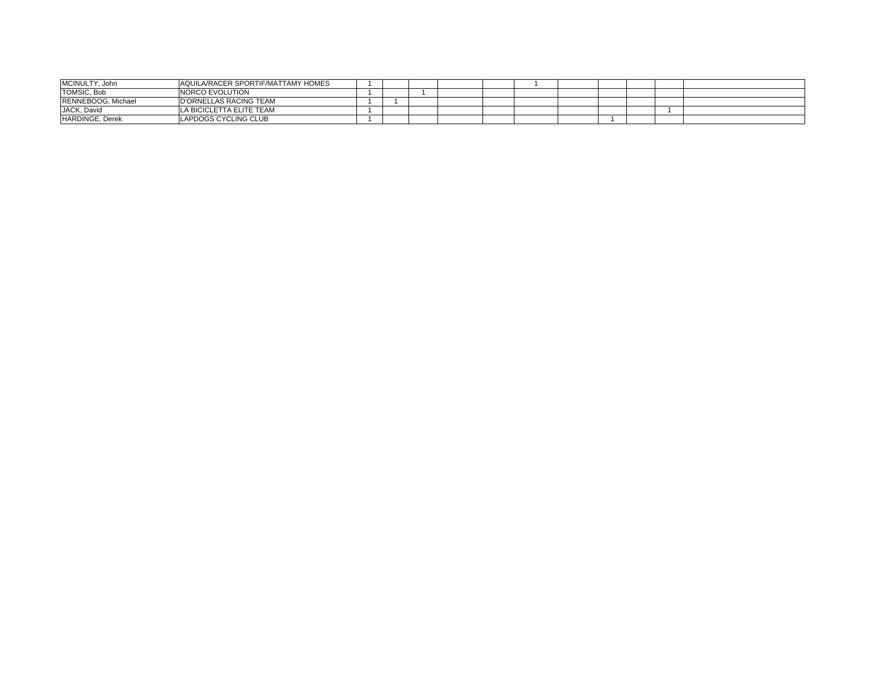| | | | | | | | | | | | | |
|---|---|---|---|---|---|---|---|---|---|---|---|---|
| MCINULTY, John | AQUILA/RACER SPORTIF/MATTAMY HOMES | 1 | | | | | 1 | | | | | |
| TOMSIC, Bob | NORCO EVOLUTION | 1 | | 1 | | | | | | | | |
| RENNEBOOG, Michael | D'ORNELLAS RACING TEAM | 1 | 1 | | | | | | | | | |
| JACK, David | LA BICICLETTA ELITE TEAM | 1 | | | | | | | | | 1 | |
| HARDINGE, Derek | LAPDOGS CYCLING CLUB | 1 | | | | | | | 1 | | | |